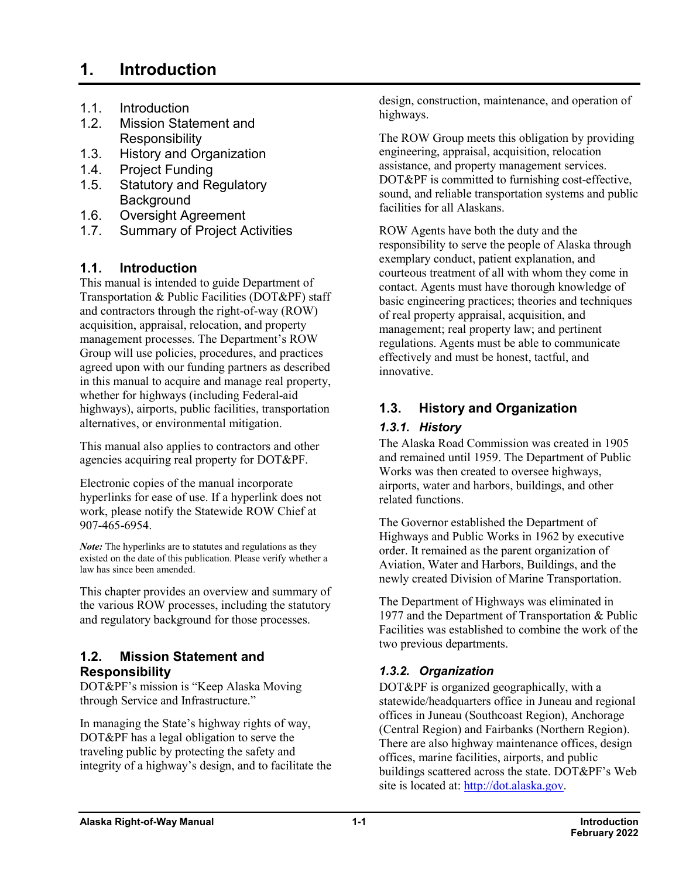# 1. Introduction

1.1. Introduction
1.2. Mission Statement and Responsibility
1.3. History and Organization
1.4. Project Funding
1.5. Statutory and Regulatory Background
1.6. Oversight Agreement
1.7. Summary of Project Activities

## 1.1. Introduction

This manual is intended to guide Department of Transportation & Public Facilities (DOT&PF) staff and contractors through the right-of-way (ROW) acquisition, appraisal, relocation, and property management processes. The Department's ROW Group will use policies, procedures, and practices agreed upon with our funding partners as described in this manual to acquire and manage real property, whether for highways (including Federal-aid highways), airports, public facilities, transportation alternatives, or environmental mitigation.

This manual also applies to contractors and other agencies acquiring real property for DOT&PF.

Electronic copies of the manual incorporate hyperlinks for ease of use. If a hyperlink does not work, please notify the Statewide ROW Chief at 907-465-6954.

***Note:*** The hyperlinks are to statutes and regulations as they existed on the date of this publication. Please verify whether a law has since been amended.

This chapter provides an overview and summary of the various ROW processes, including the statutory and regulatory background for those processes.

## 1.2. Mission Statement and Responsibility

DOT&PF's mission is "Keep Alaska Moving through Service and Infrastructure."

In managing the State's highway rights of way, DOT&PF has a legal obligation to serve the traveling public by protecting the safety and integrity of a highway's design, and to facilitate the design, construction, maintenance, and operation of highways.

The ROW Group meets this obligation by providing engineering, appraisal, acquisition, relocation assistance, and property management services. DOT&PF is committed to furnishing cost-effective, sound, and reliable transportation systems and public facilities for all Alaskans.

ROW Agents have both the duty and the responsibility to serve the people of Alaska through exemplary conduct, patient explanation, and courteous treatment of all with whom they come in contact. Agents must have thorough knowledge of basic engineering practices; theories and techniques of real property appraisal, acquisition, and management; real property law; and pertinent regulations. Agents must be able to communicate effectively and must be honest, tactful, and innovative.

## 1.3. History and Organization

### *1.3.1. History*

The Alaska Road Commission was created in 1905 and remained until 1959. The Department of Public Works was then created to oversee highways, airports, water and harbors, buildings, and other related functions.

The Governor established the Department of Highways and Public Works in 1962 by executive order. It remained as the parent organization of Aviation, Water and Harbors, Buildings, and the newly created Division of Marine Transportation.

The Department of Highways was eliminated in 1977 and the Department of Transportation & Public Facilities was established to combine the work of the two previous departments.

### *1.3.2. Organization*

DOT&PF is organized geographically, with a statewide/headquarters office in Juneau and regional offices in Juneau (Southcoast Region), Anchorage (Central Region) and Fairbanks (Northern Region). There are also highway maintenance offices, design offices, marine facilities, airports, and public buildings scattered across the state. DOT&PF's Web site is located at: [http://dot.alaska.gov](http://dot.alaska.gov).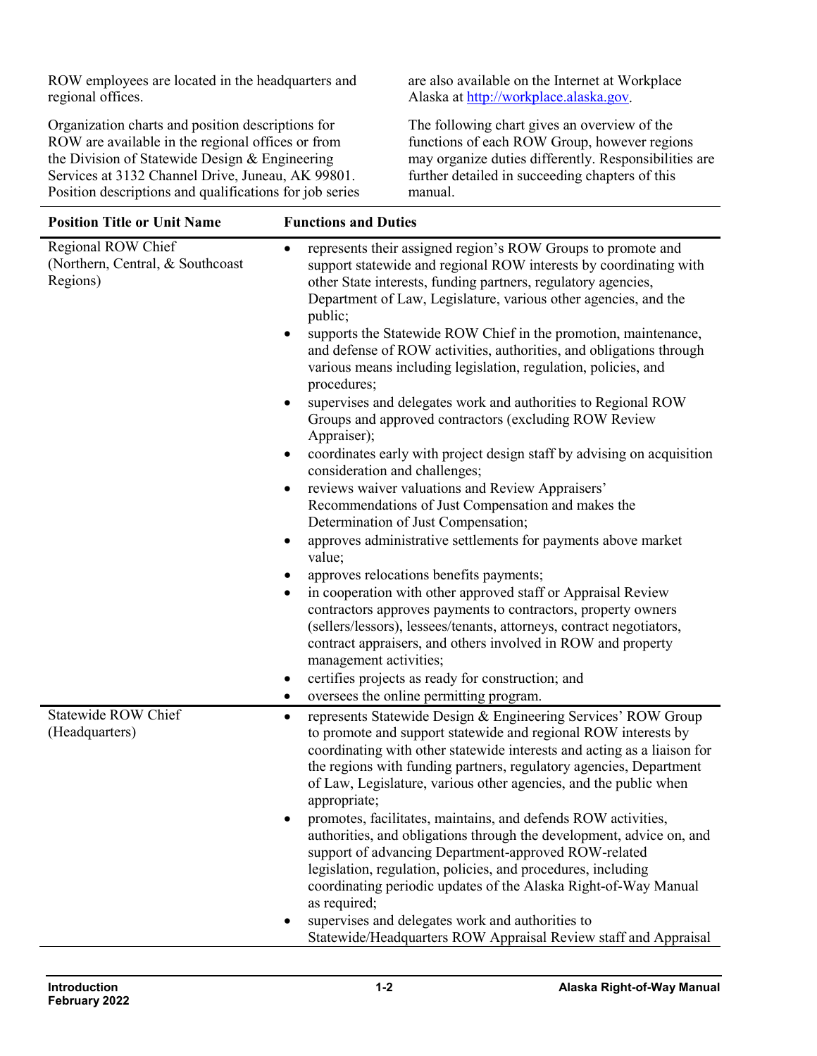ROW employees are located in the headquarters and regional offices.

Organization charts and position descriptions for ROW are available in the regional offices or from the Division of Statewide Design & Engineering Services at 3132 Channel Drive, Juneau, AK 99801. Position descriptions and qualifications for job series are also available on the Internet at Workplace Alaska at http://workplace.alaska.gov.

The following chart gives an overview of the functions of each ROW Group, however regions may organize duties differently. Responsibilities are further detailed in succeeding chapters of this manual.

| Position Title or Unit Name | Functions and Duties |
|---|---|
| Regional ROW Chief (Northern, Central, & Southcoast Regions) | • represents their assigned region's ROW Groups to promote and support statewide and regional ROW interests by coordinating with other State interests, funding partners, regulatory agencies, Department of Law, Legislature, various other agencies, and the public;<br>• supports the Statewide ROW Chief in the promotion, maintenance, and defense of ROW activities, authorities, and obligations through various means including legislation, regulation, policies, and procedures;<br>• supervises and delegates work and authorities to Regional ROW Groups and approved contractors (excluding ROW Review Appraiser);<br>• coordinates early with project design staff by advising on acquisition consideration and challenges;<br>• reviews waiver valuations and Review Appraisers' Recommendations of Just Compensation and makes the Determination of Just Compensation;<br>• approves administrative settlements for payments above market value;<br>• approves relocations benefits payments;<br>• in cooperation with other approved staff or Appraisal Review contractors approves payments to contractors, property owners (sellers/lessors), lessees/tenants, attorneys, contract negotiators, contract appraisers, and others involved in ROW and property management activities;<br>• certifies projects as ready for construction; and<br>• oversees the online permitting program. |
| Statewide ROW Chief (Headquarters) | • represents Statewide Design & Engineering Services' ROW Group to promote and support statewide and regional ROW interests by coordinating with other statewide interests and acting as a liaison for the regions with funding partners, regulatory agencies, Department of Law, Legislature, various other agencies, and the public when appropriate;<br>• promotes, facilitates, maintains, and defends ROW activities, authorities, and obligations through the development, advice on, and support of advancing Department-approved ROW-related legislation, regulation, policies, and procedures, including coordinating periodic updates of the Alaska Right-of-Way Manual as required;<br>• supervises and delegates work and authorities to Statewide/Headquarters ROW Appraisal Review staff and Appraisal |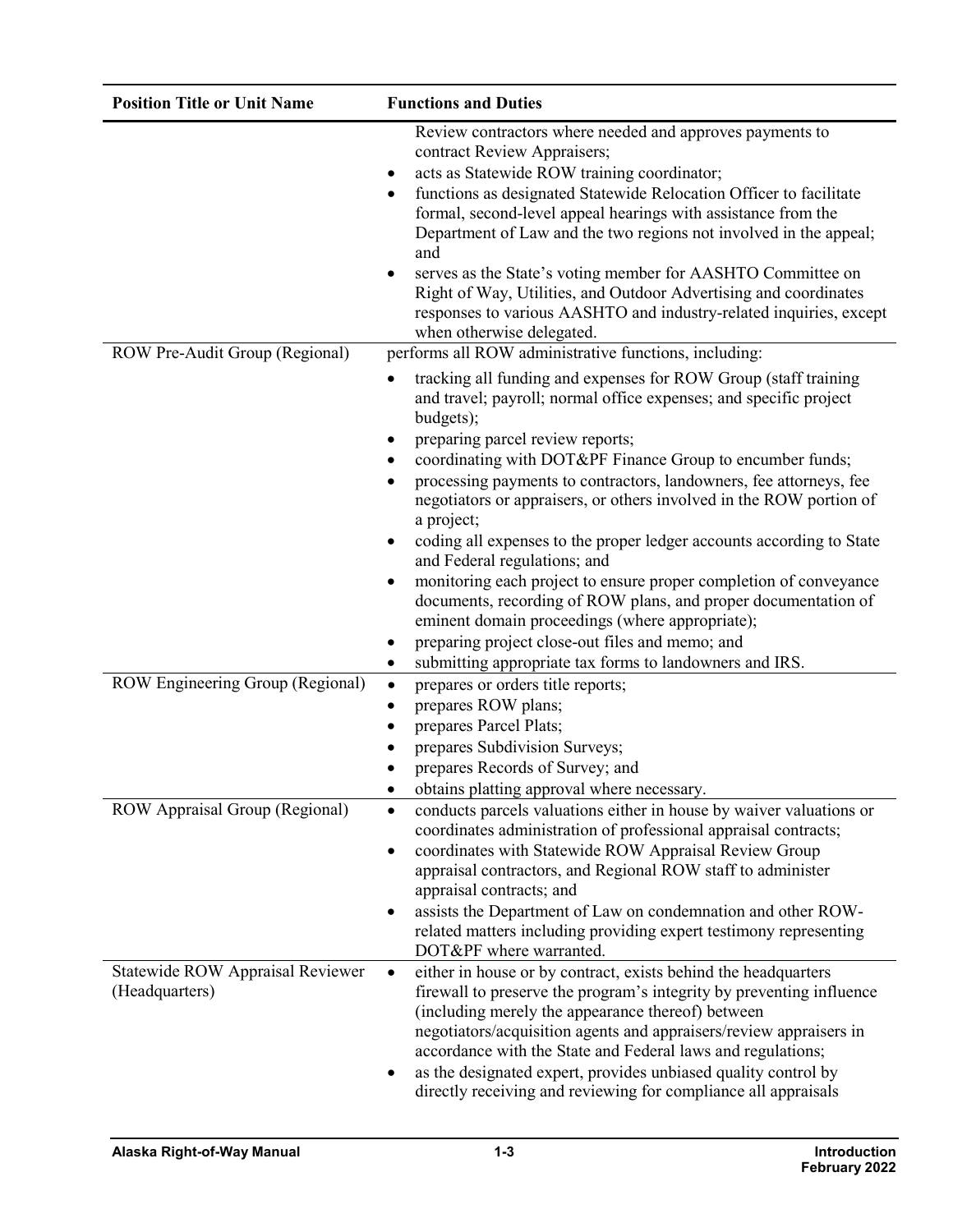| Position Title or Unit Name | Functions and Duties |
| --- | --- |
| | Review contractors where needed and approves payments to contract Review Appraisers;<br>• acts as Statewide ROW training coordinator;<br>• functions as designated Statewide Relocation Officer to facilitate formal, second-level appeal hearings with assistance from the Department of Law and the two regions not involved in the appeal; and<br>• serves as the State's voting member for AASHTO Committee on Right of Way, Utilities, and Outdoor Advertising and coordinates responses to various AASHTO and industry-related inquiries, except when otherwise delegated. |
| ROW Pre-Audit Group (Regional) | performs all ROW administrative functions, including:<br>• tracking all funding and expenses for ROW Group (staff training and travel; payroll; normal office expenses; and specific project budgets);<br>• preparing parcel review reports;<br>• coordinating with DOT&PF Finance Group to encumber funds;<br>• processing payments to contractors, landowners, fee attorneys, fee negotiators or appraisers, or others involved in the ROW portion of a project;<br>• coding all expenses to the proper ledger accounts according to State and Federal regulations; and<br>• monitoring each project to ensure proper completion of conveyance documents, recording of ROW plans, and proper documentation of eminent domain proceedings (where appropriate);<br>• preparing project close-out files and memo; and<br>• submitting appropriate tax forms to landowners and IRS. |
| ROW Engineering Group (Regional) | • prepares or orders title reports;<br>• prepares ROW plans;<br>• prepares Parcel Plats;<br>• prepares Subdivision Surveys;<br>• prepares Records of Survey; and<br>• obtains platting approval where necessary. |
| ROW Appraisal Group (Regional) | • conducts parcels valuations either in house by waiver valuations or coordinates administration of professional appraisal contracts;<br>• coordinates with Statewide ROW Appraisal Review Group appraisal contractors, and Regional ROW staff to administer appraisal contracts; and<br>• assists the Department of Law on condemnation and other ROW-related matters including providing expert testimony representing DOT&PF where warranted. |
| Statewide ROW Appraisal Reviewer (Headquarters) | • either in house or by contract, exists behind the headquarters firewall to preserve the program's integrity by preventing influence (including merely the appearance thereof) between negotiators/acquisition agents and appraisers/review appraisers in accordance with the State and Federal laws and regulations;<br>• as the designated expert, provides unbiased quality control by directly receiving and reviewing for compliance all appraisals |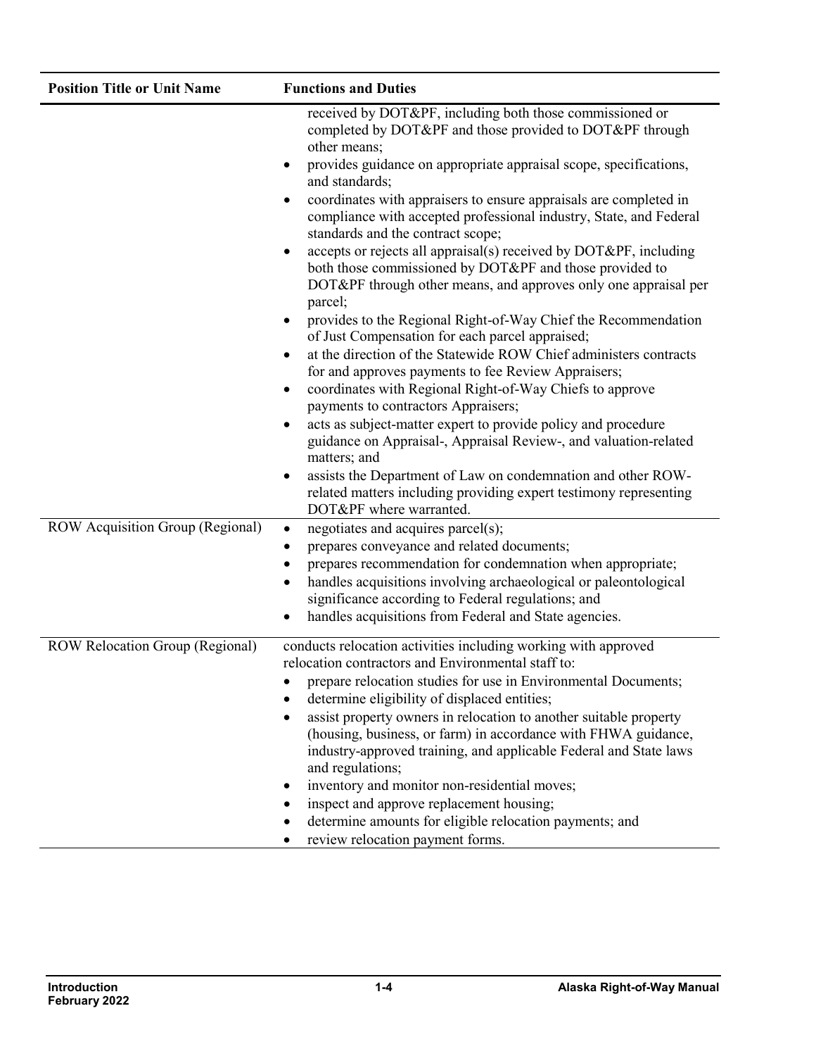| Position Title or Unit Name | Functions and Duties |
|---|---|
| | received by DOT&PF, including both those commissioned or completed by DOT&PF and those provided to DOT&PF through other means;<br>• provides guidance on appropriate appraisal scope, specifications, and standards;<br>• coordinates with appraisers to ensure appraisals are completed in compliance with accepted professional industry, State, and Federal standards and the contract scope;<br>• accepts or rejects all appraisal(s) received by DOT&PF, including both those commissioned by DOT&PF and those provided to DOT&PF through other means, and approves only one appraisal per parcel;<br>• provides to the Regional Right-of-Way Chief the Recommendation of Just Compensation for each parcel appraised;<br>• at the direction of the Statewide ROW Chief administers contracts for and approves payments to fee Review Appraisers;<br>• coordinates with Regional Right-of-Way Chiefs to approve payments to contractors Appraisers;<br>• acts as subject-matter expert to provide policy and procedure guidance on Appraisal-, Appraisal Review-, and valuation-related matters; and<br>• assists the Department of Law on condemnation and other ROW-related matters including providing expert testimony representing DOT&PF where warranted. |
| ROW Acquisition Group (Regional) | • negotiates and acquires parcel(s);<br>• prepares conveyance and related documents;<br>• prepares recommendation for condemnation when appropriate;<br>• handles acquisitions involving archaeological or paleontological significance according to Federal regulations; and<br>• handles acquisitions from Federal and State agencies. |
| ROW Relocation Group (Regional) | conducts relocation activities including working with approved relocation contractors and Environmental staff to:<br>• prepare relocation studies for use in Environmental Documents;<br>• determine eligibility of displaced entities;<br>• assist property owners in relocation to another suitable property (housing, business, or farm) in accordance with FHWA guidance, industry-approved training, and applicable Federal and State laws and regulations;<br>• inventory and monitor non-residential moves;<br>• inspect and approve replacement housing;<br>• determine amounts for eligible relocation payments; and<br>• review relocation payment forms. |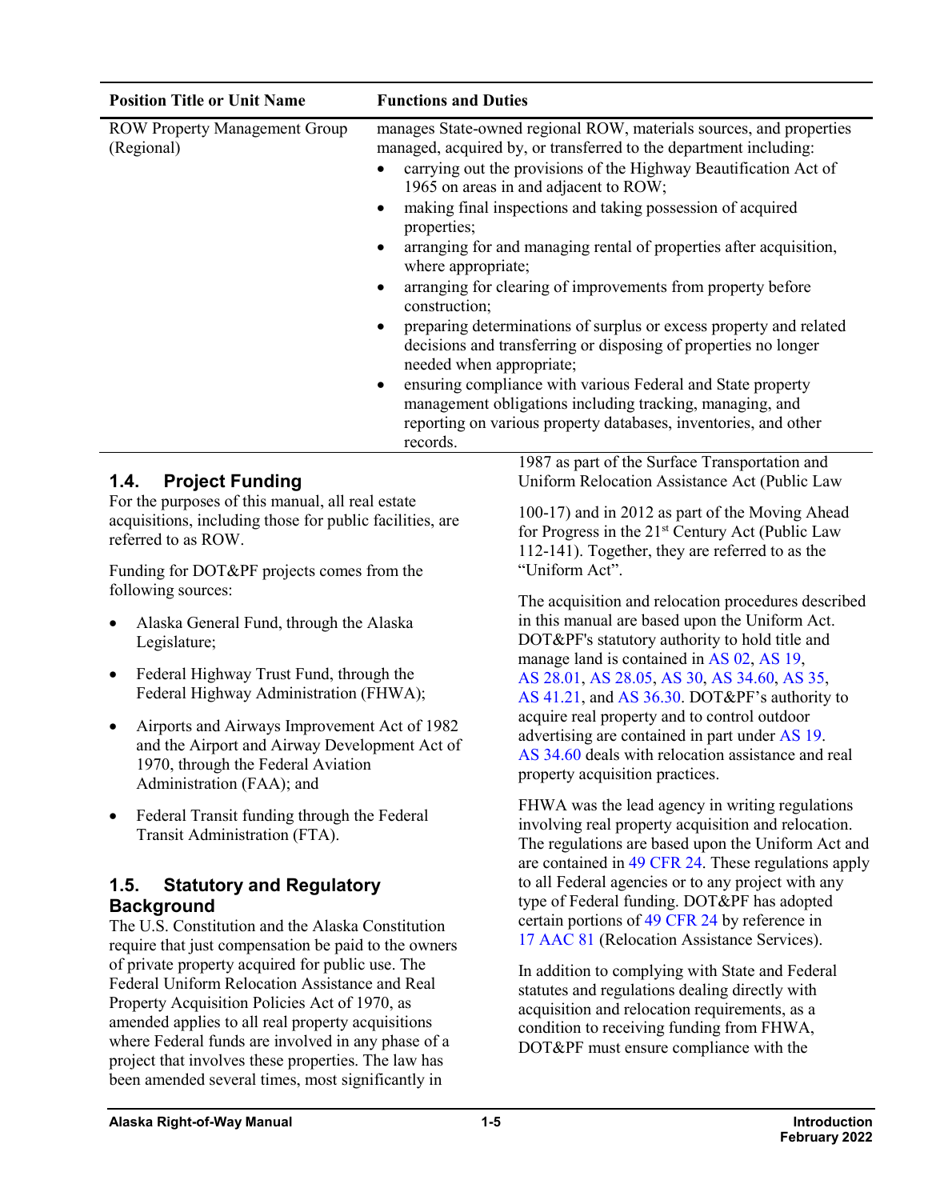| Position Title or Unit Name | Functions and Duties |
|---|---|
| ROW Property Management Group (Regional) | manages State-owned regional ROW, materials sources, and properties managed, acquired by, or transferred to the department including: • carrying out the provisions of the Highway Beautification Act of 1965 on areas in and adjacent to ROW; • making final inspections and taking possession of acquired properties; • arranging for and managing rental of properties after acquisition, where appropriate; • arranging for clearing of improvements from property before construction; • preparing determinations of surplus or excess property and related decisions and transferring or disposing of properties no longer needed when appropriate; • ensuring compliance with various Federal and State property management obligations including tracking, managing, and reporting on various property databases, inventories, and other records. |

## 1.4. Project Funding

For the purposes of this manual, all real estate acquisitions, including those for public facilities, are referred to as ROW.

Funding for DOT&PF projects comes from the following sources:

- Alaska General Fund, through the Alaska Legislature;
- Federal Highway Trust Fund, through the Federal Highway Administration (FHWA);
- Airports and Airways Improvement Act of 1982 and the Airport and Airway Development Act of 1970, through the Federal Aviation Administration (FAA); and
- Federal Transit funding through the Federal Transit Administration (FTA).

## 1.5. Statutory and Regulatory Background

The U.S. Constitution and the Alaska Constitution require that just compensation be paid to the owners of private property acquired for public use. The Federal Uniform Relocation Assistance and Real Property Acquisition Policies Act of 1970, as amended applies to all real property acquisitions where Federal funds are involved in any phase of a project that involves these properties. The law has been amended several times, most significantly in 1987 as part of the Surface Transportation and Uniform Relocation Assistance Act (Public Law 100-17) and in 2012 as part of the Moving Ahead for Progress in the 21st Century Act (Public Law 112-141). Together, they are referred to as the "Uniform Act".

The acquisition and relocation procedures described in this manual are based upon the Uniform Act. DOT&PF's statutory authority to hold title and manage land is contained in AS 02, AS 19, AS 28.01, AS 28.05, AS 30, AS 34.60, AS 35, AS 41.21, and AS 36.30. DOT&PF's authority to acquire real property and to control outdoor advertising are contained in part under AS 19. AS 34.60 deals with relocation assistance and real property acquisition practices.

FHWA was the lead agency in writing regulations involving real property acquisition and relocation. The regulations are based upon the Uniform Act and are contained in 49 CFR 24. These regulations apply to all Federal agencies or to any project with any type of Federal funding. DOT&PF has adopted certain portions of 49 CFR 24 by reference in 17 AAC 81 (Relocation Assistance Services).

In addition to complying with State and Federal statutes and regulations dealing directly with acquisition and relocation requirements, as a condition to receiving funding from FHWA, DOT&PF must ensure compliance with the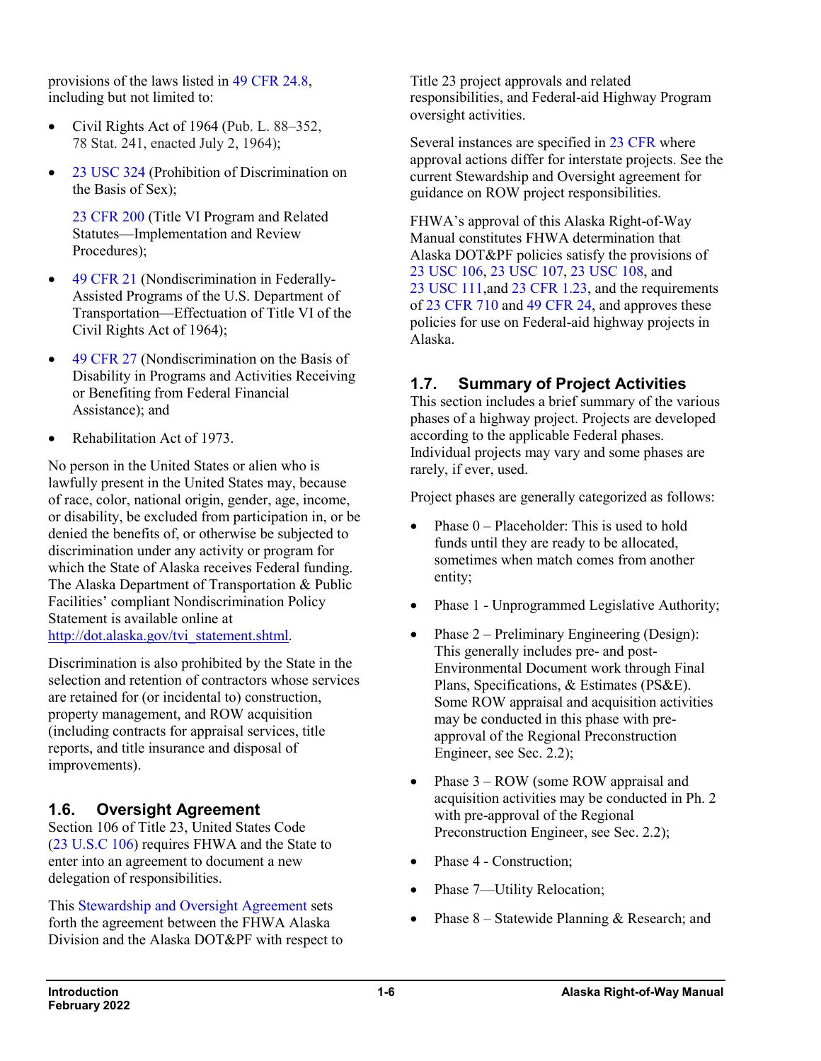provisions of the laws listed in 49 CFR 24.8, including but not limited to:

- Civil Rights Act of 1964 (Pub. L. 88–352, 78 Stat. 241, enacted July 2, 1964);
- 23 USC 324 (Prohibition of Discrimination on the Basis of Sex);

  23 CFR 200 (Title VI Program and Related Statutes—Implementation and Review Procedures);
- 49 CFR 21 (Nondiscrimination in Federally-Assisted Programs of the U.S. Department of Transportation—Effectuation of Title VI of the Civil Rights Act of 1964);
- 49 CFR 27 (Nondiscrimination on the Basis of Disability in Programs and Activities Receiving or Benefiting from Federal Financial Assistance); and
- Rehabilitation Act of 1973.

No person in the United States or alien who is lawfully present in the United States may, because of race, color, national origin, gender, age, income, or disability, be excluded from participation in, or be denied the benefits of, or otherwise be subjected to discrimination under any activity or program for which the State of Alaska receives Federal funding. The Alaska Department of Transportation & Public Facilities' compliant Nondiscrimination Policy Statement is available online at http://dot.alaska.gov/tvi_statement.shtml.

Discrimination is also prohibited by the State in the selection and retention of contractors whose services are retained for (or incidental to) construction, property management, and ROW acquisition (including contracts for appraisal services, title reports, and title insurance and disposal of improvements).

## 1.6. Oversight Agreement

Section 106 of Title 23, United States Code (23 U.S.C 106) requires FHWA and the State to enter into an agreement to document a new delegation of responsibilities.

This Stewardship and Oversight Agreement sets forth the agreement between the FHWA Alaska Division and the Alaska DOT&PF with respect to Title 23 project approvals and related responsibilities, and Federal-aid Highway Program oversight activities.

Several instances are specified in 23 CFR where approval actions differ for interstate projects. See the current Stewardship and Oversight agreement for guidance on ROW project responsibilities.

FHWA's approval of this Alaska Right-of-Way Manual constitutes FHWA determination that Alaska DOT&PF policies satisfy the provisions of 23 USC 106, 23 USC 107, 23 USC 108, and 23 USC 111,and 23 CFR 1.23, and the requirements of 23 CFR 710 and 49 CFR 24, and approves these policies for use on Federal-aid highway projects in Alaska.

## 1.7. Summary of Project Activities

This section includes a brief summary of the various phases of a highway project. Projects are developed according to the applicable Federal phases. Individual projects may vary and some phases are rarely, if ever, used.

Project phases are generally categorized as follows:

- Phase 0 – Placeholder: This is used to hold funds until they are ready to be allocated, sometimes when match comes from another entity;
- Phase 1 - Unprogrammed Legislative Authority;
- Phase 2 – Preliminary Engineering (Design): This generally includes pre- and post-Environmental Document work through Final Plans, Specifications, & Estimates (PS&E). Some ROW appraisal and acquisition activities may be conducted in this phase with pre-approval of the Regional Preconstruction Engineer, see Sec. 2.2);
- Phase 3 – ROW (some ROW appraisal and acquisition activities may be conducted in Ph. 2 with pre-approval of the Regional Preconstruction Engineer, see Sec. 2.2);
- Phase 4 - Construction;
- Phase 7—Utility Relocation;
- Phase 8 – Statewide Planning & Research; and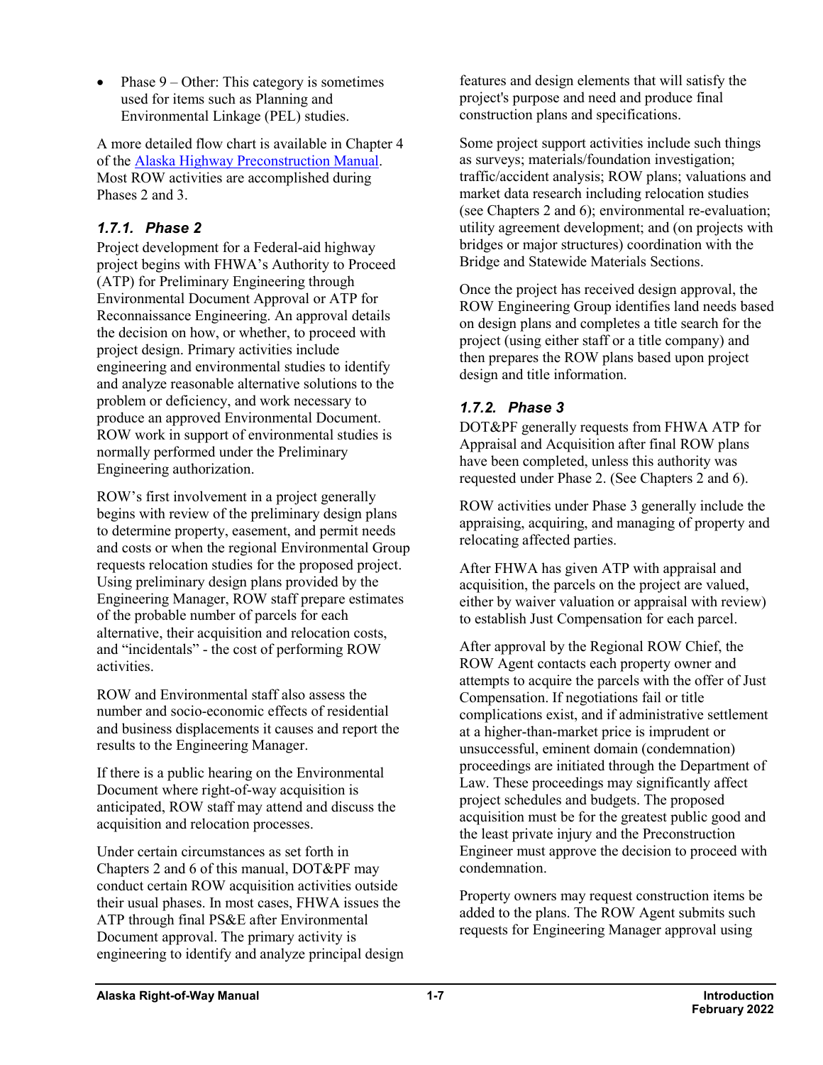- Phase 9 – Other: This category is sometimes used for items such as Planning and Environmental Linkage (PEL) studies.

A more detailed flow chart is available in Chapter 4 of the Alaska Highway Preconstruction Manual. Most ROW activities are accomplished during Phases 2 and 3.

### *1.7.1. Phase 2*

Project development for a Federal-aid highway project begins with FHWA's Authority to Proceed (ATP) for Preliminary Engineering through Environmental Document Approval or ATP for Reconnaissance Engineering. An approval details the decision on how, or whether, to proceed with project design. Primary activities include engineering and environmental studies to identify and analyze reasonable alternative solutions to the problem or deficiency, and work necessary to produce an approved Environmental Document. ROW work in support of environmental studies is normally performed under the Preliminary Engineering authorization.

ROW's first involvement in a project generally begins with review of the preliminary design plans to determine property, easement, and permit needs and costs or when the regional Environmental Group requests relocation studies for the proposed project. Using preliminary design plans provided by the Engineering Manager, ROW staff prepare estimates of the probable number of parcels for each alternative, their acquisition and relocation costs, and "incidentals" - the cost of performing ROW activities.

ROW and Environmental staff also assess the number and socio-economic effects of residential and business displacements it causes and report the results to the Engineering Manager.

If there is a public hearing on the Environmental Document where right-of-way acquisition is anticipated, ROW staff may attend and discuss the acquisition and relocation processes.

Under certain circumstances as set forth in Chapters 2 and 6 of this manual, DOT&PF may conduct certain ROW acquisition activities outside their usual phases. In most cases, FHWA issues the ATP through final PS&E after Environmental Document approval. The primary activity is engineering to identify and analyze principal design features and design elements that will satisfy the project's purpose and need and produce final construction plans and specifications.

Some project support activities include such things as surveys; materials/foundation investigation; traffic/accident analysis; ROW plans; valuations and market data research including relocation studies (see Chapters 2 and 6); environmental re-evaluation; utility agreement development; and (on projects with bridges or major structures) coordination with the Bridge and Statewide Materials Sections.

Once the project has received design approval, the ROW Engineering Group identifies land needs based on design plans and completes a title search for the project (using either staff or a title company) and then prepares the ROW plans based upon project design and title information.

### *1.7.2. Phase 3*

DOT&PF generally requests from FHWA ATP for Appraisal and Acquisition after final ROW plans have been completed, unless this authority was requested under Phase 2. (See Chapters 2 and 6).

ROW activities under Phase 3 generally include the appraising, acquiring, and managing of property and relocating affected parties.

After FHWA has given ATP with appraisal and acquisition, the parcels on the project are valued, either by waiver valuation or appraisal with review) to establish Just Compensation for each parcel.

After approval by the Regional ROW Chief, the ROW Agent contacts each property owner and attempts to acquire the parcels with the offer of Just Compensation. If negotiations fail or title complications exist, and if administrative settlement at a higher-than-market price is imprudent or unsuccessful, eminent domain (condemnation) proceedings are initiated through the Department of Law. These proceedings may significantly affect project schedules and budgets. The proposed acquisition must be for the greatest public good and the least private injury and the Preconstruction Engineer must approve the decision to proceed with condemnation.

Property owners may request construction items be added to the plans. The ROW Agent submits such requests for Engineering Manager approval using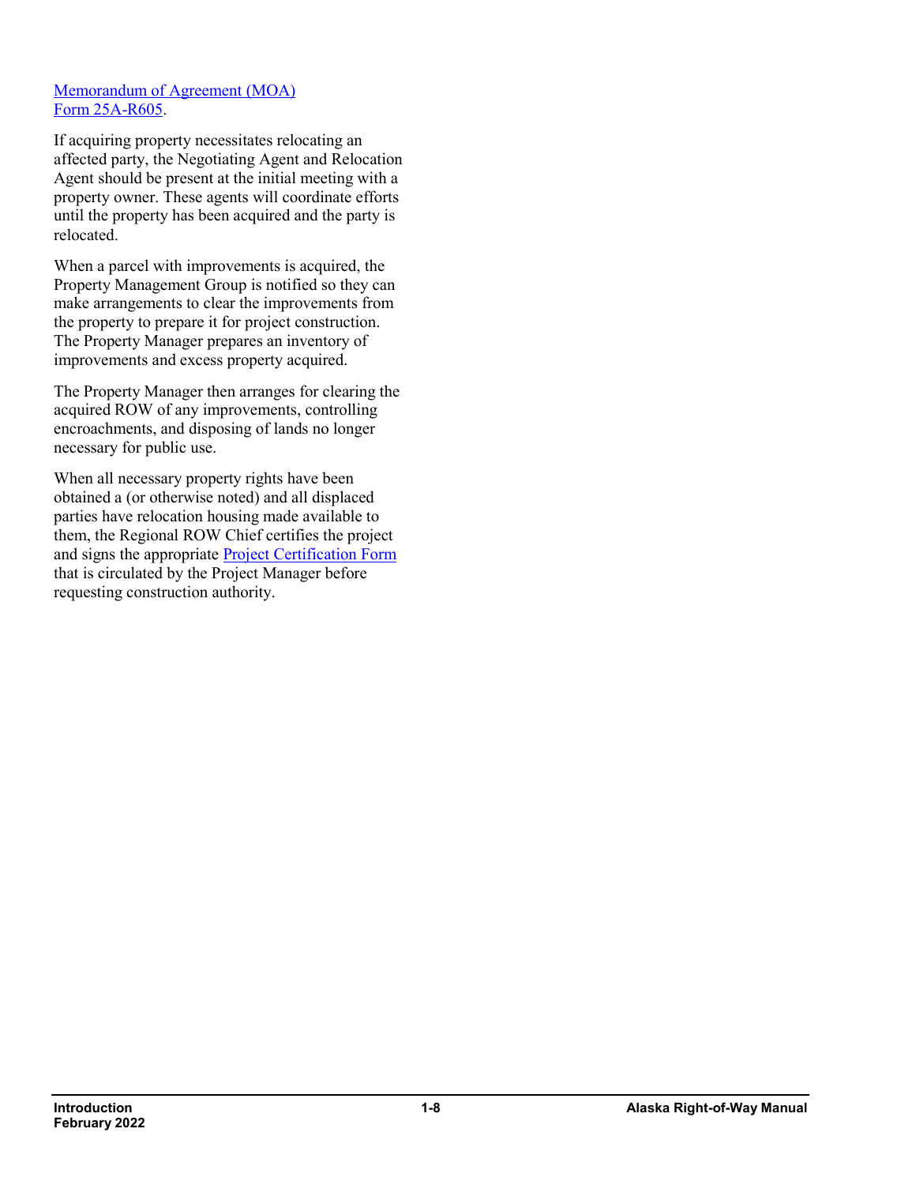Memorandum of Agreement (MOA) Form 25A-R605.

If acquiring property necessitates relocating an affected party, the Negotiating Agent and Relocation Agent should be present at the initial meeting with a property owner. These agents will coordinate efforts until the property has been acquired and the party is relocated.

When a parcel with improvements is acquired, the Property Management Group is notified so they can make arrangements to clear the improvements from the property to prepare it for project construction. The Property Manager prepares an inventory of improvements and excess property acquired.

The Property Manager then arranges for clearing the acquired ROW of any improvements, controlling encroachments, and disposing of lands no longer necessary for public use.

When all necessary property rights have been obtained a (or otherwise noted) and all displaced parties have relocation housing made available to them, the Regional ROW Chief certifies the project and signs the appropriate Project Certification Form that is circulated by the Project Manager before requesting construction authority.